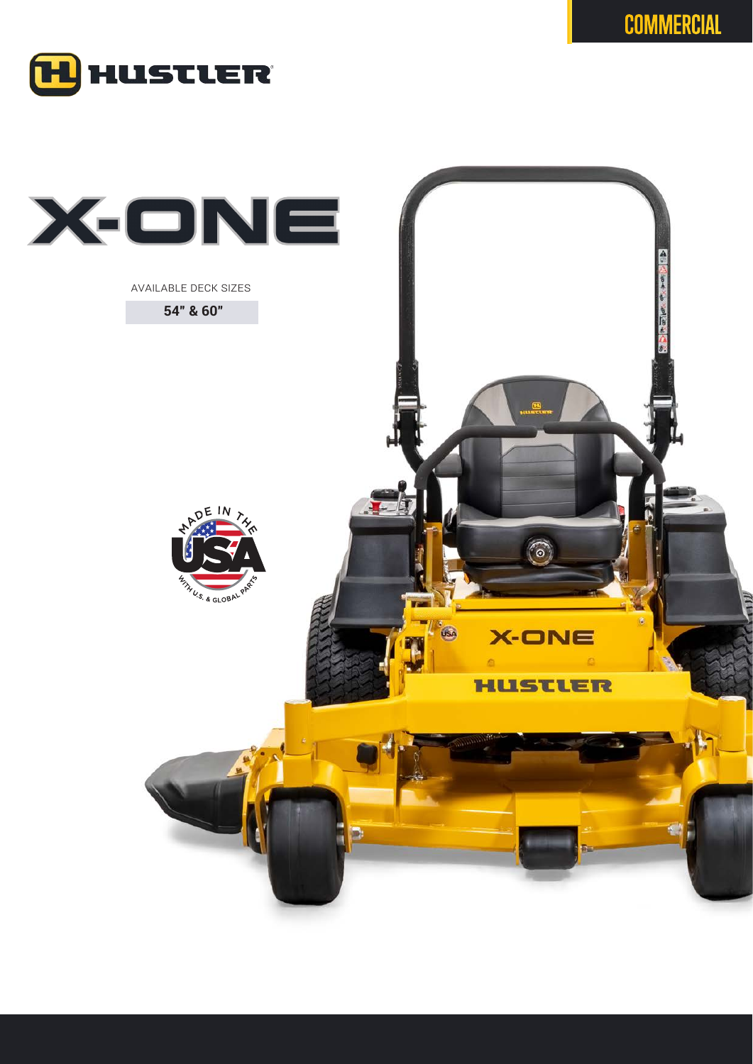COMMERCIAL

# HUSTLER

# X-ONE

AVAILABLE DECK SIZES

**54" & 60"**

MADE IN THE USA WITH U.S. & GLOBAL PARTS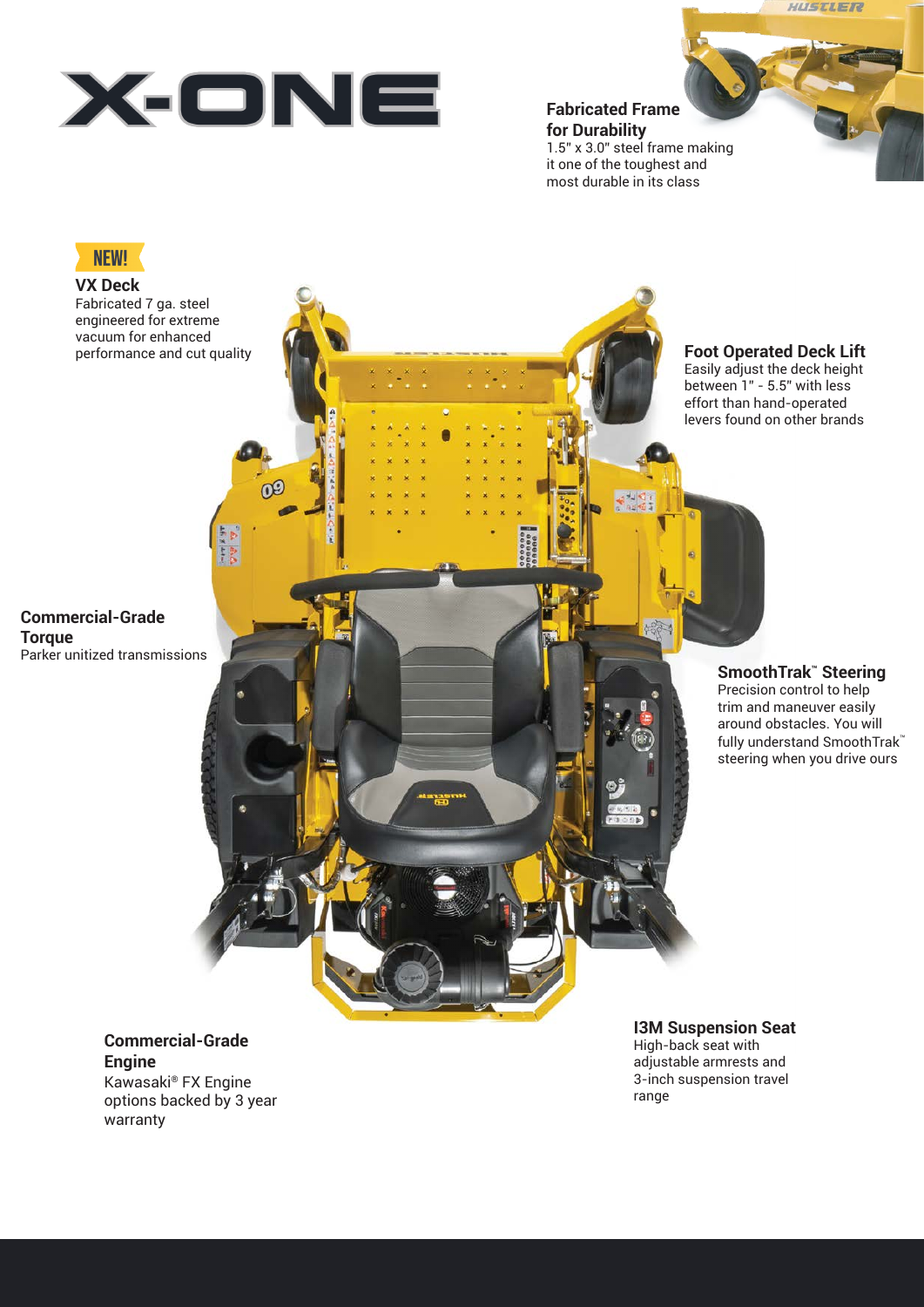# X-ONE

### Fabricated Frame for Durability

1.5" x 3.0" steel frame making it one of the toughest and most durable in its class

**NEW!**

### VX Deck

Fabricated 7 ga. steel engineered for extreme vacuum for enhanced performance and cut quality

### Foot Operated Deck Lift

Easily adjust the deck height between 1" - 5.5" with less effort than hand-operated levers found on other brands

### Commercial-Grade Torque

Parker unitized transmissions

### SmoothTrak™ Steering

Precision control to help trim and maneuver easily around obstacles. You will fully understand SmoothTrak™ steering when you drive ours

### Commercial-Grade Engine

Kawasaki® FX Engine options backed by 3 year warranty

### I3M Suspension Seat

High-back seat with adjustable armrests and 3-inch suspension travel range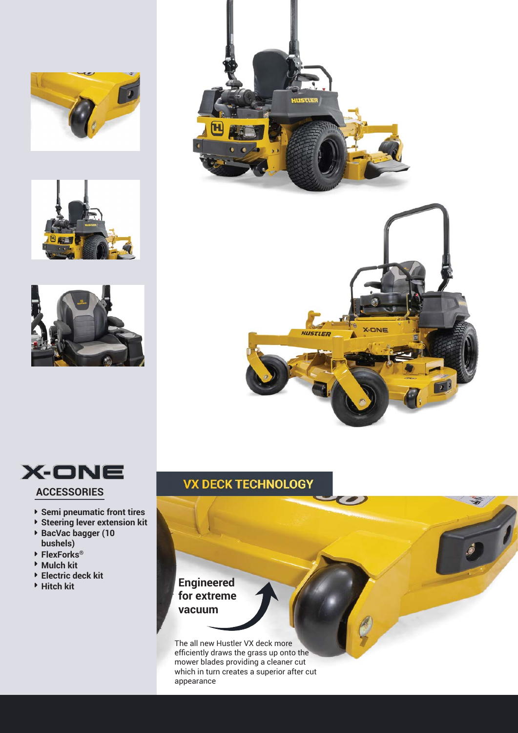# X-ONE

## ACCESSORIES

- Semi pneumatic front tires
- Steering lever extension kit
- BacVac bagger (10 bushels)
- FlexForks®
- Mulch kit
- Electric deck kit
- Hitch kit

## VX DECK TECHNOLOGY

**Engineered for extreme vacuum**

The all new Hustler VX deck more efficiently draws the grass up onto the mower blades providing a cleaner cut which in turn creates a superior after cut appearance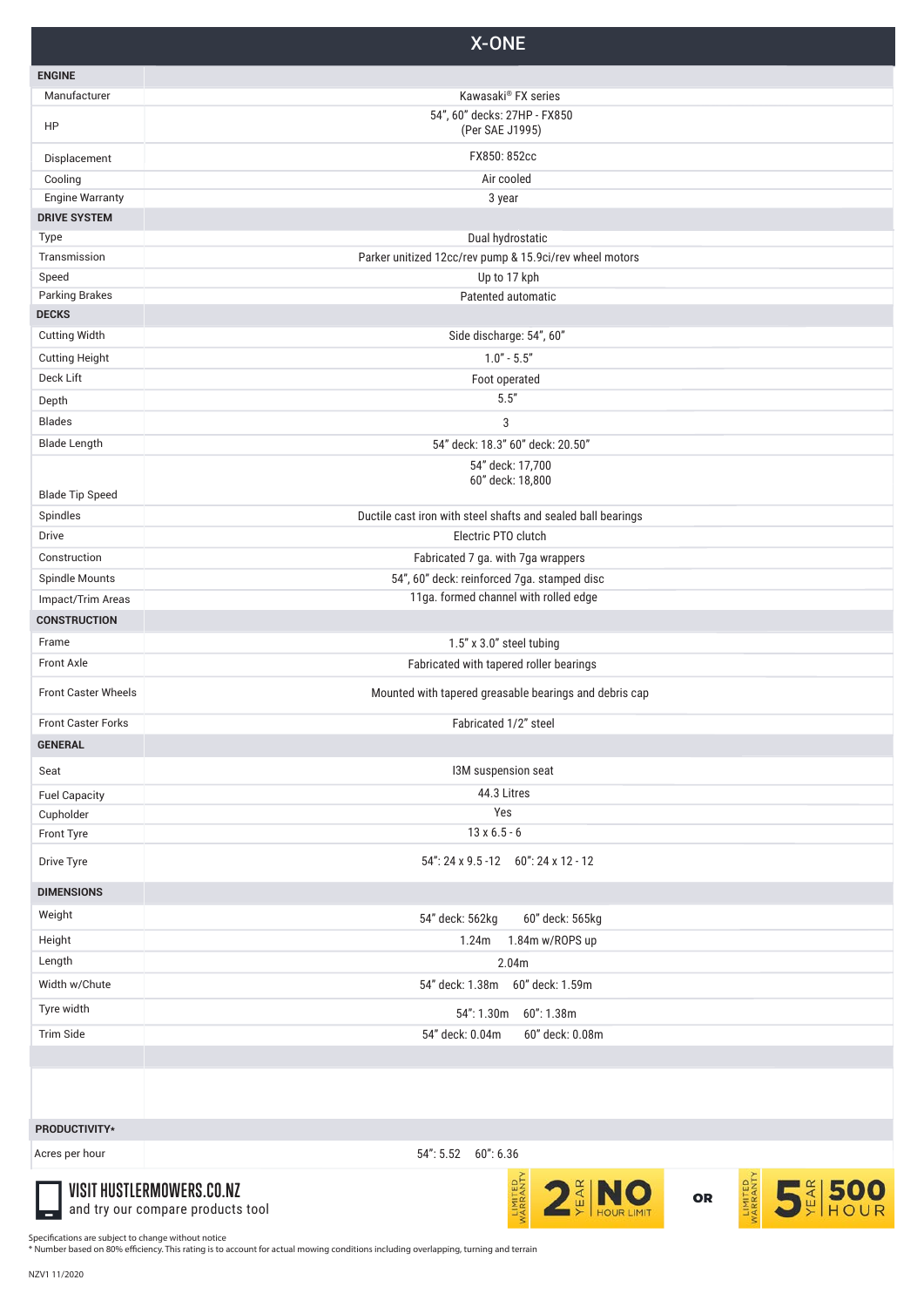# X-ONE

| | |
|---|---|
| **ENGINE** | |
| Manufacturer | Kawasaki® FX series |
| HP | 54", 60" decks: 27HP - FX850 (Per SAE J1995) |
| Displacement | FX850: 852cc |
| Cooling | Air cooled |
| Engine Warranty | 3 year |
| **DRIVE SYSTEM** | |
| Type | Dual hydrostatic |
| Transmission | Parker unitized 12cc/rev pump & 15.9ci/rev wheel motors |
| Speed | Up to 17 kph |
| Parking Brakes | Patented automatic |
| **DECKS** | |
| Cutting Width | Side discharge: 54", 60" |
| Cutting Height | 1.0" - 5.5" |
| Deck Lift | Foot operated |
| Depth | 5.5" |
| Blades | 3 |
| Blade Length | 54" deck: 18.3" 60" deck: 20.50" |
| Blade Tip Speed | 54" deck: 17,700<br>60" deck: 18,800 |
| Spindles | Ductile cast iron with steel shafts and sealed ball bearings |
| Drive | Electric PTO clutch |
| Construction | Fabricated 7 ga. with 7ga wrappers |
| Spindle Mounts | 54", 60" deck: reinforced 7ga. stamped disc |
| Impact/Trim Areas | 11ga. formed channel with rolled edge |
| **CONSTRUCTION** | |
| Frame | 1.5" x 3.0" steel tubing |
| Front Axle | Fabricated with tapered roller bearings |
| Front Caster Wheels | Mounted with tapered greasable bearings and debris cap |
| Front Caster Forks | Fabricated 1/2" steel |
| **GENERAL** | |
| Seat | I3M suspension seat |
| Fuel Capacity | 44.3 Litres |
| Cupholder | Yes |
| Front Tyre | 13 x 6.5 - 6 |
| Drive Tyre | 54": 24 x 9.5 -12 60": 24 x 12 - 12 |
| **DIMENSIONS** | |
| Weight | 54" deck: 562kg 60" deck: 565kg |
| Height | 1.24m 1.84m w/ROPS up |
| Length | 2.04m |
| Width w/Chute | 54" deck: 1.38m 60" deck: 1.59m |
| Tyre width | 54": 1.30m 60": 1.38m |
| Trim Side | 54" deck: 0.04m 60" deck: 0.08m |
| **PRODUCTIVITY*** | |
| Acres per hour | 54": 5.52 60": 6.36 |

**VISIT HUSTLERMOWERS.CO.NZ**
and try our compare products tool

LIMITED WARRANTY 2 YEAR NO HOUR LIMIT OR LIMITED WARRANTY 5 YEAR 500 HOUR

Specifications are subject to change without notice
* Number based on 80% efficiency. This rating is to account for actual mowing conditions including overlapping, turning and terrain

NZV1 11/2020